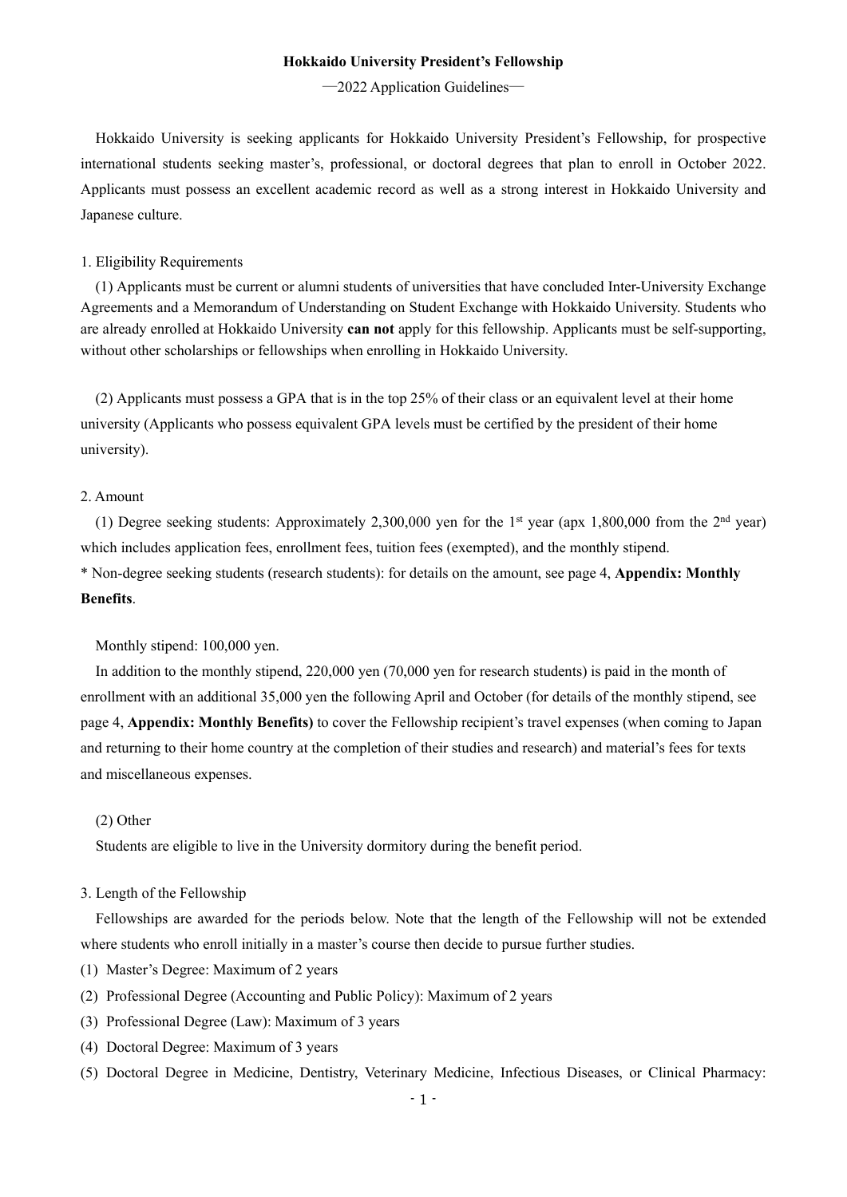**Hokkaido University President's Fellowship**

—2022 Application Guidelines—

Hokkaido University is seeking applicants for Hokkaido University President's Fellowship, for prospective international students seeking master's, professional, or doctoral degrees that plan to enroll in October 2022. Applicants must possess an excellent academic record as well as a strong interest in Hokkaido University and Japanese culture.

1. Eligibility Requirements

(1) Applicants must be current or alumni students of universities that have concluded Inter-University Exchange Agreements and a Memorandum of Understanding on Student Exchange with Hokkaido University. Students who are already enrolled at Hokkaido University **can not** apply for this fellowship. Applicants must be self-supporting, without other scholarships or fellowships when enrolling in Hokkaido University.

(2) Applicants must possess a GPA that is in the top 25% of their class or an equivalent level at their home university (Applicants who possess equivalent GPA levels must be certified by the president of their home university).

2. Amount

(1) Degree seeking students: Approximately 2,300,000 yen for the 1st year (apx 1,800,000 from the 2nd year) which includes application fees, enrollment fees, tuition fees (exempted), and the monthly stipend.

* Non-degree seeking students (research students): for details on the amount, see page 4, **Appendix: Monthly Benefits**.

Monthly stipend: 100,000 yen.

In addition to the monthly stipend, 220,000 yen (70,000 yen for research students) is paid in the month of enrollment with an additional 35,000 yen the following April and October (for details of the monthly stipend, see page 4, **Appendix: Monthly Benefits)** to cover the Fellowship recipient's travel expenses (when coming to Japan and returning to their home country at the completion of their studies and research) and material's fees for texts and miscellaneous expenses.

(2) Other

Students are eligible to live in the University dormitory during the benefit period.

3. Length of the Fellowship

Fellowships are awarded for the periods below. Note that the length of the Fellowship will not be extended where students who enroll initially in a master's course then decide to pursue further studies.

(1) Master's Degree: Maximum of 2 years
(2) Professional Degree (Accounting and Public Policy): Maximum of 2 years
(3) Professional Degree (Law): Maximum of 3 years
(4) Doctoral Degree: Maximum of 3 years
(5) Doctoral Degree in Medicine, Dentistry, Veterinary Medicine, Infectious Diseases, or Clinical Pharmacy: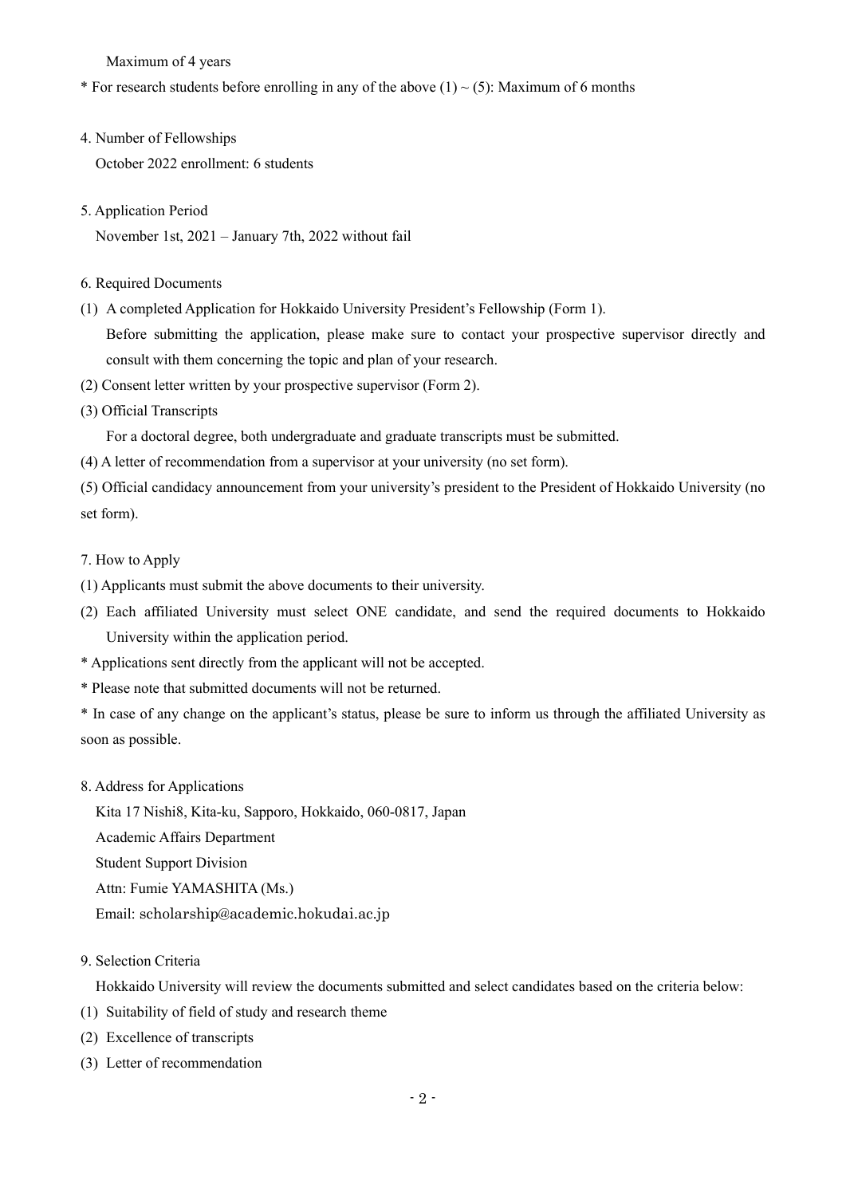Maximum of 4 years

* For research students before enrolling in any of the above (1) ~ (5): Maximum of 6 months

## 4. Number of Fellowships

October 2022 enrollment: 6 students

## 5. Application Period

November 1st, 2021 – January 7th, 2022 without fail

## 6. Required Documents

(1) A completed Application for Hokkaido University President's Fellowship (Form 1).
Before submitting the application, please make sure to contact your prospective supervisor directly and consult with them concerning the topic and plan of your research.

(2) Consent letter written by your prospective supervisor (Form 2).

(3) Official Transcripts
For a doctoral degree, both undergraduate and graduate transcripts must be submitted.

(4) A letter of recommendation from a supervisor at your university (no set form).

(5) Official candidacy announcement from your university's president to the President of Hokkaido University (no set form).

## 7. How to Apply

(1) Applicants must submit the above documents to their university.

(2) Each affiliated University must select ONE candidate, and send the required documents to Hokkaido University within the application period.

* Applications sent directly from the applicant will not be accepted.

* Please note that submitted documents will not be returned.

* In case of any change on the applicant's status, please be sure to inform us through the affiliated University as soon as possible.

## 8. Address for Applications

Kita 17 Nishi8, Kita-ku, Sapporo, Hokkaido, 060-0817, Japan
Academic Affairs Department
Student Support Division
Attn: Fumie YAMASHITA (Ms.)
Email: scholarship@academic.hokudai.ac.jp

## 9. Selection Criteria

Hokkaido University will review the documents submitted and select candidates based on the criteria below:

(1) Suitability of field of study and research theme

(2) Excellence of transcripts

(3) Letter of recommendation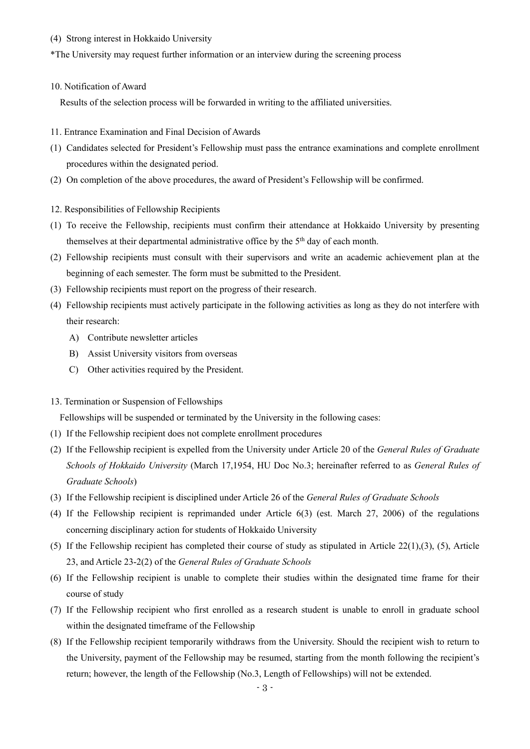(4) Strong interest in Hokkaido University

*The University may request further information or an interview during the screening process

10. Notification of Award

Results of the selection process will be forwarded in writing to the affiliated universities.

11. Entrance Examination and Final Decision of Awards

(1) Candidates selected for President's Fellowship must pass the entrance examinations and complete enrollment procedures within the designated period.
(2) On completion of the above procedures, the award of President's Fellowship will be confirmed.

12. Responsibilities of Fellowship Recipients

(1) To receive the Fellowship, recipients must confirm their attendance at Hokkaido University by presenting themselves at their departmental administrative office by the 5th day of each month.
(2) Fellowship recipients must consult with their supervisors and write an academic achievement plan at the beginning of each semester. The form must be submitted to the President.
(3) Fellowship recipients must report on the progress of their research.
(4) Fellowship recipients must actively participate in the following activities as long as they do not interfere with their research:
   A) Contribute newsletter articles
   B) Assist University visitors from overseas
   C) Other activities required by the President.

13. Termination or Suspension of Fellowships

Fellowships will be suspended or terminated by the University in the following cases:

(1) If the Fellowship recipient does not complete enrollment procedures
(2) If the Fellowship recipient is expelled from the University under Article 20 of the *General Rules of Graduate Schools of Hokkaido University* (March 17,1954, HU Doc No.3; hereinafter referred to as *General Rules of Graduate Schools*)
(3) If the Fellowship recipient is disciplined under Article 26 of the *General Rules of Graduate Schools*
(4) If the Fellowship recipient is reprimanded under Article 6(3) (est. March 27, 2006) of the regulations concerning disciplinary action for students of Hokkaido University
(5) If the Fellowship recipient has completed their course of study as stipulated in Article 22(1),(3), (5), Article 23, and Article 23-2(2) of the *General Rules of Graduate Schools*
(6) If the Fellowship recipient is unable to complete their studies within the designated time frame for their course of study
(7) If the Fellowship recipient who first enrolled as a research student is unable to enroll in graduate school within the designated timeframe of the Fellowship
(8) If the Fellowship recipient temporarily withdraws from the University. Should the recipient wish to return to the University, payment of the Fellowship may be resumed, starting from the month following the recipient's return; however, the length of the Fellowship (No.3, Length of Fellowships) will not be extended.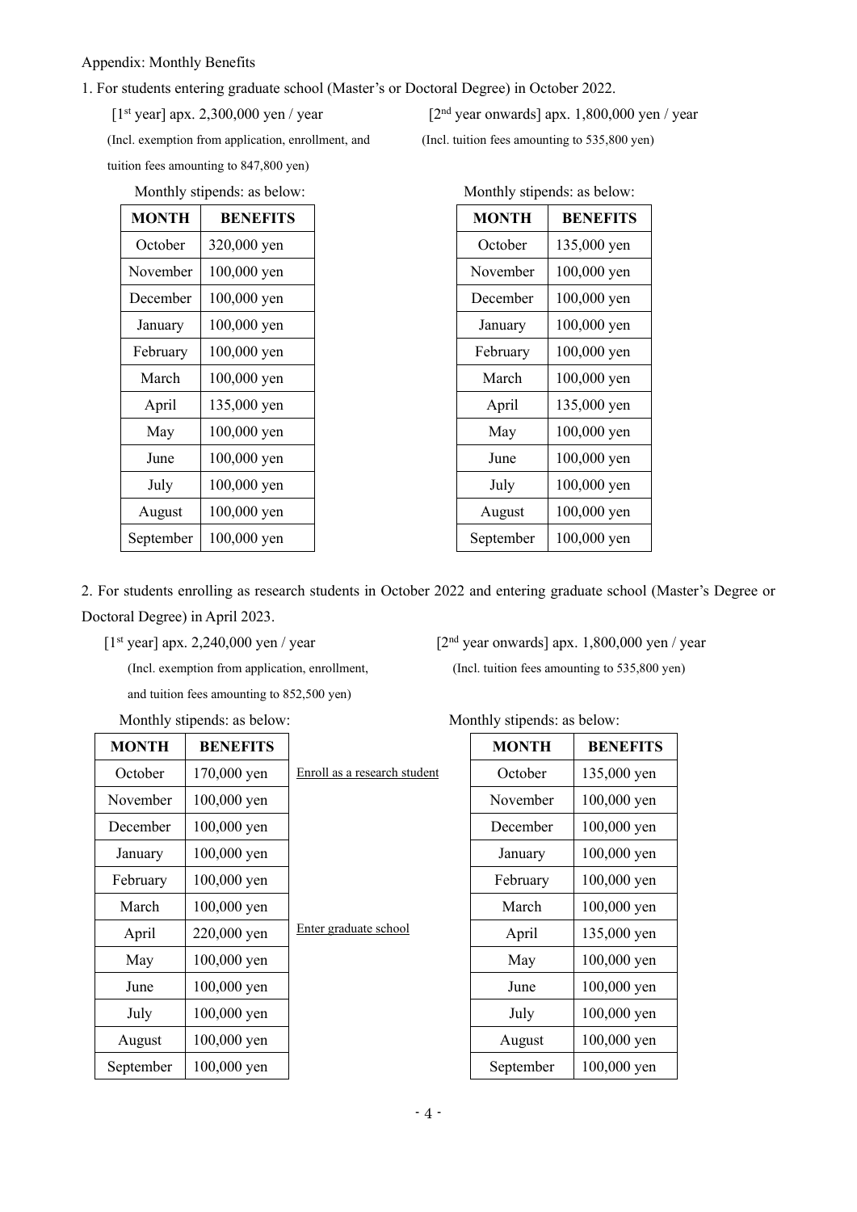Appendix: Monthly Benefits

1. For students entering graduate school (Master's or Doctoral Degree) in October 2022.

[1st year] apx. 2,300,000 yen / year
(Incl. exemption from application, enrollment, and tuition fees amounting to 847,800 yen)

Monthly stipends: as below:

| MONTH | BENEFITS |
|---|---|
| October | 320,000 yen |
| November | 100,000 yen |
| December | 100,000 yen |
| January | 100,000 yen |
| February | 100,000 yen |
| March | 100,000 yen |
| April | 135,000 yen |
| May | 100,000 yen |
| June | 100,000 yen |
| July | 100,000 yen |
| August | 100,000 yen |
| September | 100,000 yen |

[2nd year onwards] apx. 1,800,000 yen / year
(Incl. tuition fees amounting to 535,800 yen)

Monthly stipends: as below:

| MONTH | BENEFITS |
|---|---|
| October | 135,000 yen |
| November | 100,000 yen |
| December | 100,000 yen |
| January | 100,000 yen |
| February | 100,000 yen |
| March | 100,000 yen |
| April | 135,000 yen |
| May | 100,000 yen |
| June | 100,000 yen |
| July | 100,000 yen |
| August | 100,000 yen |
| September | 100,000 yen |

2. For students enrolling as research students in October 2022 and entering graduate school (Master's Degree or Doctoral Degree) in April 2023.

[1st year] apx. 2,240,000 yen / year
(Incl. exemption from application, enrollment, and tuition fees amounting to 852,500 yen)

Monthly stipends: as below:

| MONTH | BENEFITS | |
|---|---|---|
| October | 170,000 yen | Enroll as a research student |
| November | 100,000 yen | |
| December | 100,000 yen | |
| January | 100,000 yen | |
| February | 100,000 yen | |
| March | 100,000 yen | |
| April | 220,000 yen | Enter graduate school |
| May | 100,000 yen | |
| June | 100,000 yen | |
| July | 100,000 yen | |
| August | 100,000 yen | |
| September | 100,000 yen | |

[2nd year onwards] apx. 1,800,000 yen / year
(Incl. tuition fees amounting to 535,800 yen)

Monthly stipends: as below:

| MONTH | BENEFITS |
|---|---|
| October | 135,000 yen |
| November | 100,000 yen |
| December | 100,000 yen |
| January | 100,000 yen |
| February | 100,000 yen |
| March | 100,000 yen |
| April | 135,000 yen |
| May | 100,000 yen |
| June | 100,000 yen |
| July | 100,000 yen |
| August | 100,000 yen |
| September | 100,000 yen |